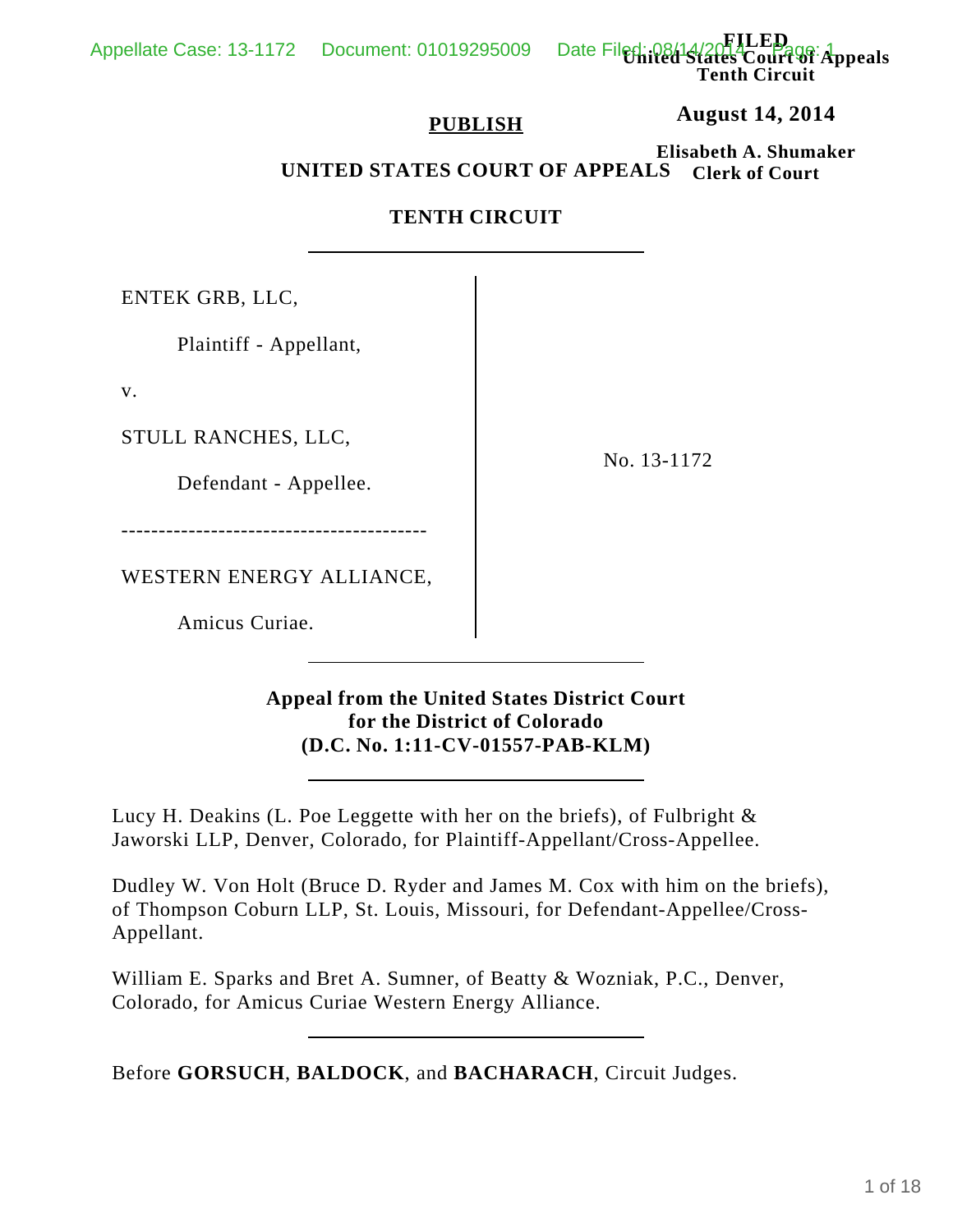FILED
United States Court of Appeals
Tenth Circuit

**August 14, 2014**

**Elisabeth A. Shumaker**
**Clerk of Court**

**PUBLISH**

**UNITED STATES COURT OF APPEALS**

**TENTH CIRCUIT**

ENTEK GRB, LLC,

Plaintiff - Appellant,

v.

STULL RANCHES, LLC,

Defendant - Appellee.

------------------------------------------

WESTERN ENERGY ALLIANCE,

Amicus Curiae.

No. 13-1172

**Appeal from the United States District Court**
**for the District of Colorado**
**(D.C. No. 1:11-CV-01557-PAB-KLM)**

Lucy H. Deakins (L. Poe Leggette with her on the briefs), of Fulbright & Jaworski LLP, Denver, Colorado, for Plaintiff-Appellant/Cross-Appellee.

Dudley W. Von Holt (Bruce D. Ryder and James M. Cox with him on the briefs), of Thompson Coburn LLP, St. Louis, Missouri, for Defendant-Appellee/Cross-Appellant.

William E. Sparks and Bret A. Sumner, of Beatty & Wozniak, P.C., Denver, Colorado, for Amicus Curiae Western Energy Alliance.

Before **GORSUCH**, **BALDOCK**, and **BACHARACH**, Circuit Judges.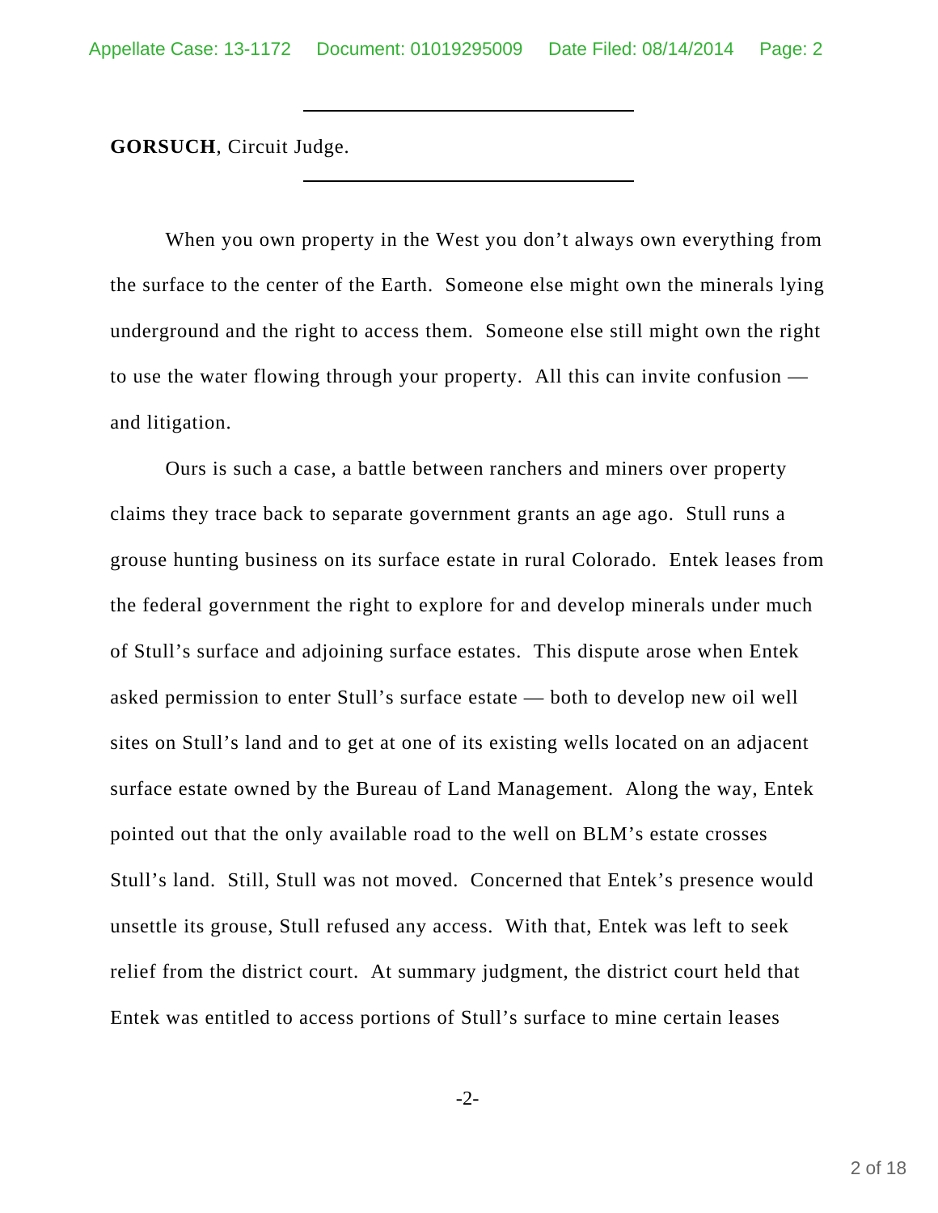**GORSUCH**, Circuit Judge.

When you own property in the West you don't always own everything from the surface to the center of the Earth. Someone else might own the minerals lying underground and the right to access them. Someone else still might own the right to use the water flowing through your property. All this can invite confusion — and litigation.

Ours is such a case, a battle between ranchers and miners over property claims they trace back to separate government grants an age ago. Stull runs a grouse hunting business on its surface estate in rural Colorado. Entek leases from the federal government the right to explore for and develop minerals under much of Stull's surface and adjoining surface estates. This dispute arose when Entek asked permission to enter Stull's surface estate — both to develop new oil well sites on Stull's land and to get at one of its existing wells located on an adjacent surface estate owned by the Bureau of Land Management. Along the way, Entek pointed out that the only available road to the well on BLM's estate crosses Stull's land. Still, Stull was not moved. Concerned that Entek's presence would unsettle its grouse, Stull refused any access. With that, Entek was left to seek relief from the district court. At summary judgment, the district court held that Entek was entitled to access portions of Stull's surface to mine certain leases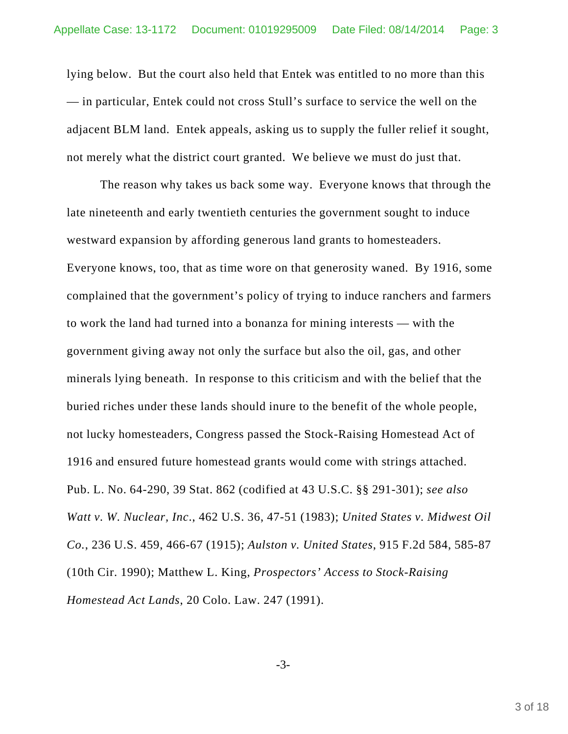lying below. But the court also held that Entek was entitled to no more than this — in particular, Entek could not cross Stull's surface to service the well on the adjacent BLM land. Entek appeals, asking us to supply the fuller relief it sought, not merely what the district court granted. We believe we must do just that.

The reason why takes us back some way. Everyone knows that through the late nineteenth and early twentieth centuries the government sought to induce westward expansion by affording generous land grants to homesteaders. Everyone knows, too, that as time wore on that generosity waned. By 1916, some complained that the government's policy of trying to induce ranchers and farmers to work the land had turned into a bonanza for mining interests — with the government giving away not only the surface but also the oil, gas, and other minerals lying beneath. In response to this criticism and with the belief that the buried riches under these lands should inure to the benefit of the whole people, not lucky homesteaders, Congress passed the Stock-Raising Homestead Act of 1916 and ensured future homestead grants would come with strings attached. Pub. L. No. 64-290, 39 Stat. 862 (codified at 43 U.S.C. §§ 291-301); *see also* *Watt v. W. Nuclear, Inc*., 462 U.S. 36, 47-51 (1983); *United States v. Midwest Oil Co.*, 236 U.S. 459, 466-67 (1915); *Aulston v. United States*, 915 F.2d 584, 585-87 (10th Cir. 1990); Matthew L. King, *Prospectors' Access to Stock-Raising Homestead Act Lands*, 20 Colo. Law. 247 (1991).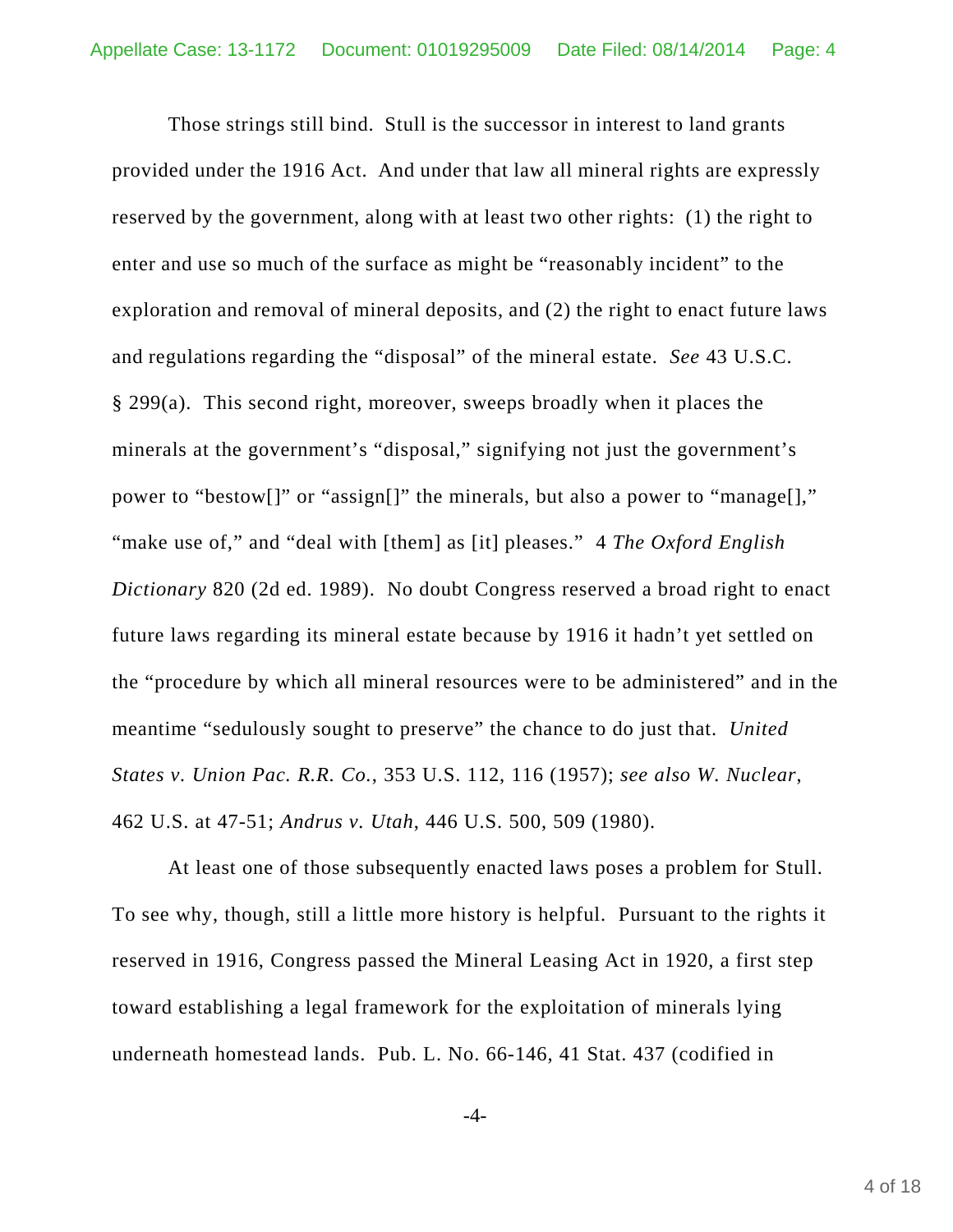Those strings still bind. Stull is the successor in interest to land grants provided under the 1916 Act. And under that law all mineral rights are expressly reserved by the government, along with at least two other rights: (1) the right to enter and use so much of the surface as might be "reasonably incident" to the exploration and removal of mineral deposits, and (2) the right to enact future laws and regulations regarding the "disposal" of the mineral estate. *See* 43 U.S.C. § 299(a). This second right, moreover, sweeps broadly when it places the minerals at the government's "disposal," signifying not just the government's power to "bestow[]" or "assign[]" the minerals, but also a power to "manage[]," "make use of," and "deal with [them] as [it] pleases." 4 *The Oxford English Dictionary* 820 (2d ed. 1989). No doubt Congress reserved a broad right to enact future laws regarding its mineral estate because by 1916 it hadn't yet settled on the "procedure by which all mineral resources were to be administered" and in the meantime "sedulously sought to preserve" the chance to do just that. *United States v. Union Pac. R.R. Co.*, 353 U.S. 112, 116 (1957); *see also W. Nuclear*, 462 U.S. at 47-51; *Andrus v. Utah*, 446 U.S. 500, 509 (1980).

At least one of those subsequently enacted laws poses a problem for Stull. To see why, though, still a little more history is helpful. Pursuant to the rights it reserved in 1916, Congress passed the Mineral Leasing Act in 1920, a first step toward establishing a legal framework for the exploitation of minerals lying underneath homestead lands. Pub. L. No. 66-146, 41 Stat. 437 (codified in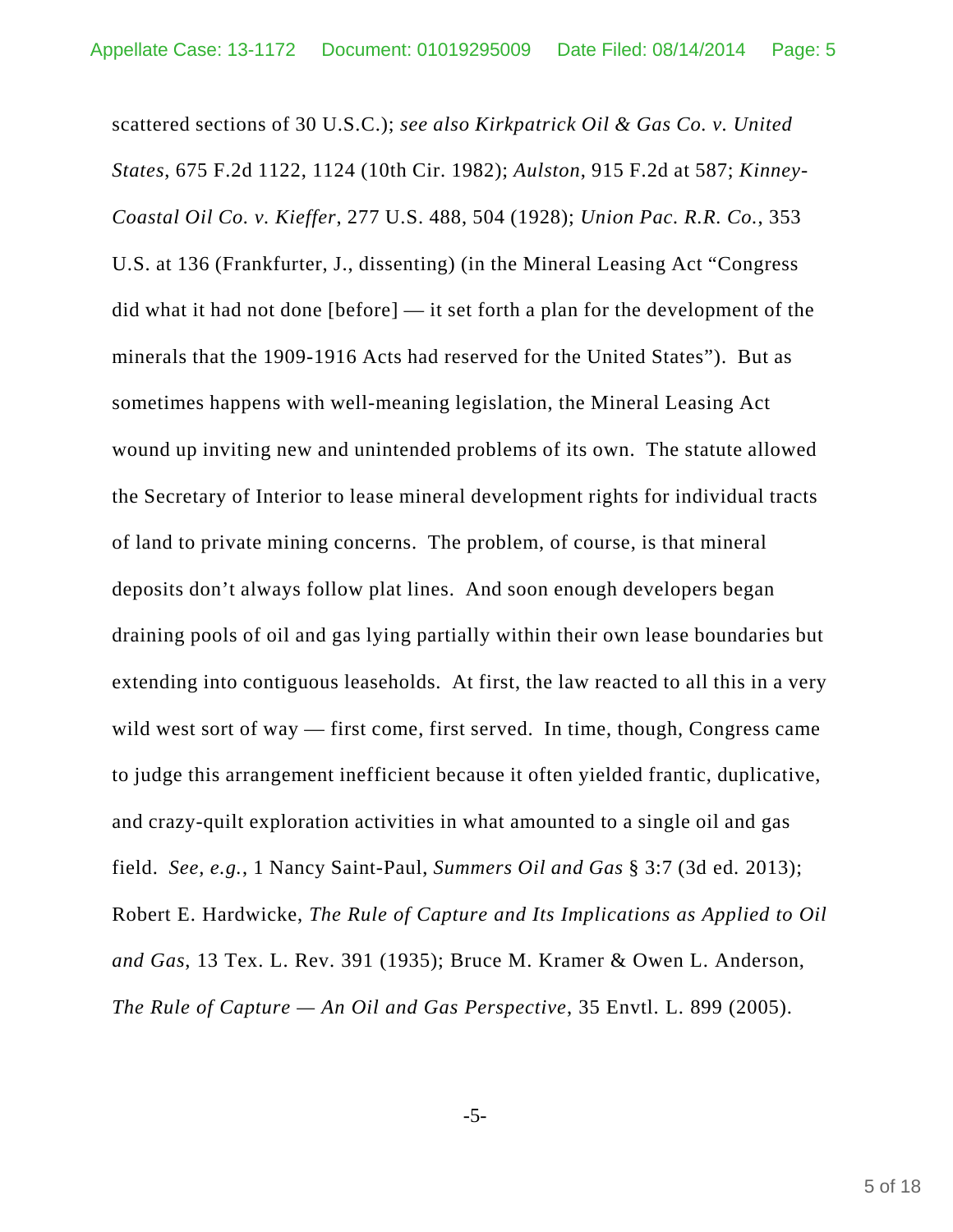scattered sections of 30 U.S.C.); *see also Kirkpatrick Oil & Gas Co. v. United States*, 675 F.2d 1122, 1124 (10th Cir. 1982); *Aulston*, 915 F.2d at 587; *Kinney-Coastal Oil Co. v. Kieffer*, 277 U.S. 488, 504 (1928); *Union Pac. R.R. Co.*, 353 U.S. at 136 (Frankfurter, J., dissenting) (in the Mineral Leasing Act "Congress did what it had not done [before] — it set forth a plan for the development of the minerals that the 1909-1916 Acts had reserved for the United States"). But as sometimes happens with well-meaning legislation, the Mineral Leasing Act wound up inviting new and unintended problems of its own. The statute allowed the Secretary of Interior to lease mineral development rights for individual tracts of land to private mining concerns. The problem, of course, is that mineral deposits don't always follow plat lines. And soon enough developers began draining pools of oil and gas lying partially within their own lease boundaries but extending into contiguous leaseholds. At first, the law reacted to all this in a very wild west sort of way — first come, first served. In time, though, Congress came to judge this arrangement inefficient because it often yielded frantic, duplicative, and crazy-quilt exploration activities in what amounted to a single oil and gas field. *See, e.g.*, 1 Nancy Saint-Paul, *Summers Oil and Gas* § 3:7 (3d ed. 2013); Robert E. Hardwicke, *The Rule of Capture and Its Implications as Applied to Oil and Gas*, 13 Tex. L. Rev. 391 (1935); Bruce M. Kramer & Owen L. Anderson, *The Rule of Capture — An Oil and Gas Perspective*, 35 Envtl. L. 899 (2005).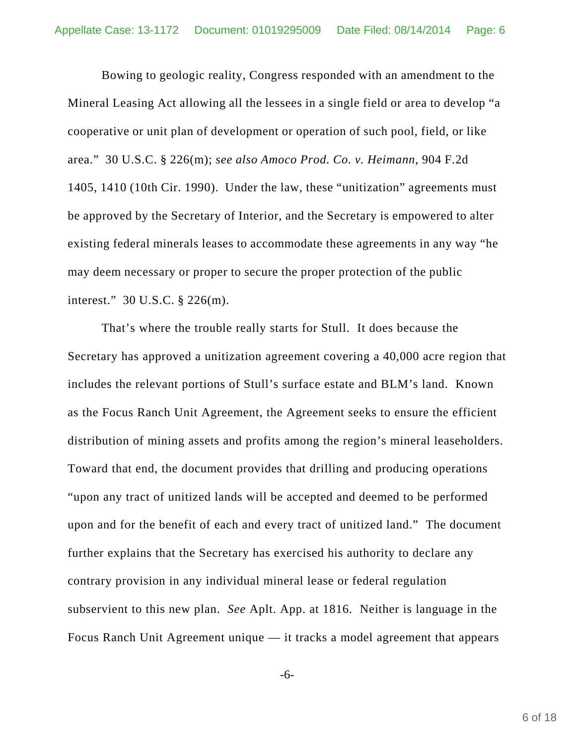Bowing to geologic reality, Congress responded with an amendment to the Mineral Leasing Act allowing all the lessees in a single field or area to develop "a cooperative or unit plan of development or operation of such pool, field, or like area." 30 U.S.C. § 226(m); *see also Amoco Prod. Co. v. Heimann*, 904 F.2d 1405, 1410 (10th Cir. 1990). Under the law, these "unitization" agreements must be approved by the Secretary of Interior, and the Secretary is empowered to alter existing federal minerals leases to accommodate these agreements in any way "he may deem necessary or proper to secure the proper protection of the public interest." 30 U.S.C. § 226(m).

That's where the trouble really starts for Stull. It does because the Secretary has approved a unitization agreement covering a 40,000 acre region that includes the relevant portions of Stull's surface estate and BLM's land. Known as the Focus Ranch Unit Agreement, the Agreement seeks to ensure the efficient distribution of mining assets and profits among the region's mineral leaseholders. Toward that end, the document provides that drilling and producing operations "upon any tract of unitized lands will be accepted and deemed to be performed upon and for the benefit of each and every tract of unitized land." The document further explains that the Secretary has exercised his authority to declare any contrary provision in any individual mineral lease or federal regulation subservient to this new plan. *See* Aplt. App. at 1816. Neither is language in the Focus Ranch Unit Agreement unique — it tracks a model agreement that appears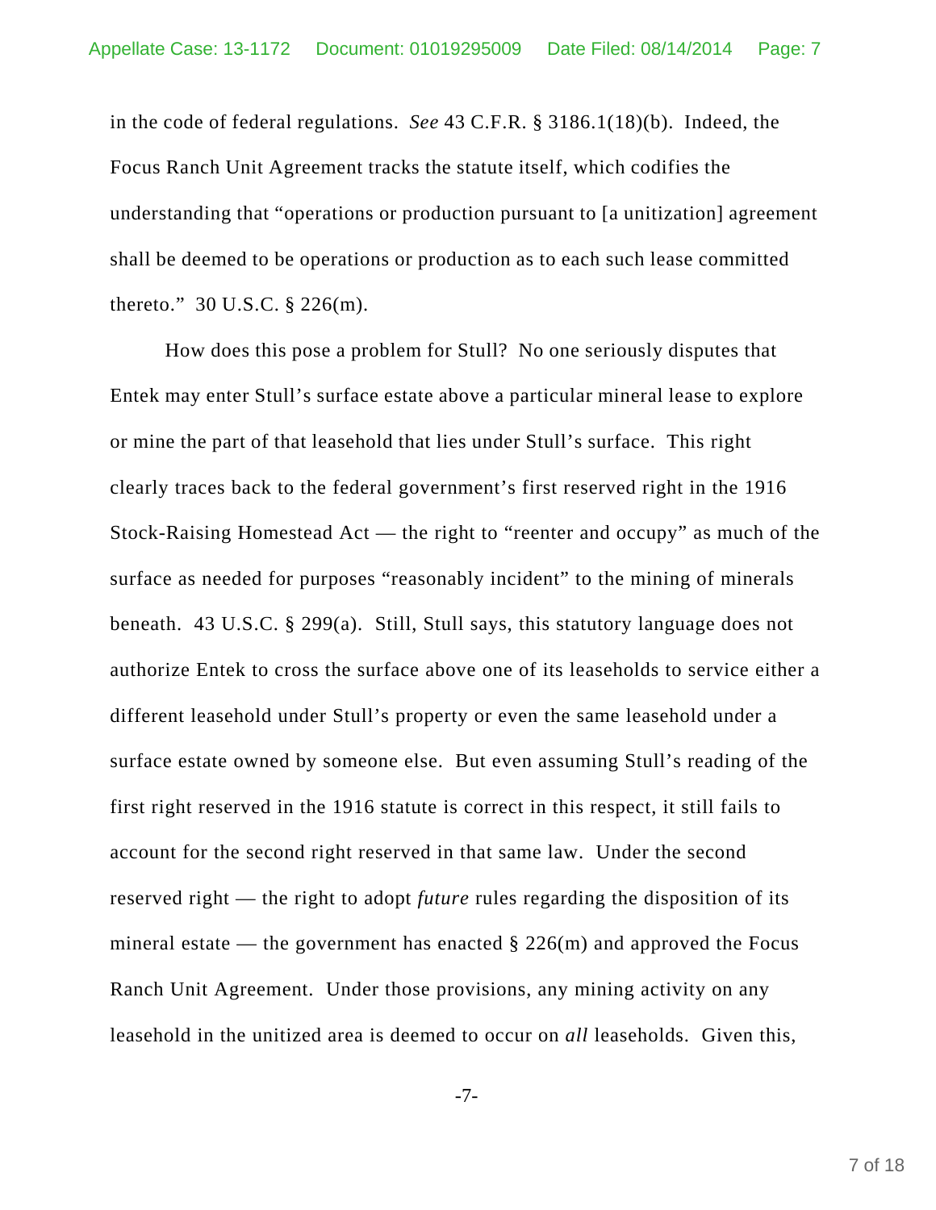in the code of federal regulations. *See* 43 C.F.R. § 3186.1(18)(b). Indeed, the Focus Ranch Unit Agreement tracks the statute itself, which codifies the understanding that "operations or production pursuant to [a unitization] agreement shall be deemed to be operations or production as to each such lease committed thereto." 30 U.S.C. § 226(m).

How does this pose a problem for Stull? No one seriously disputes that Entek may enter Stull's surface estate above a particular mineral lease to explore or mine the part of that leasehold that lies under Stull's surface. This right clearly traces back to the federal government's first reserved right in the 1916 Stock-Raising Homestead Act — the right to "reenter and occupy" as much of the surface as needed for purposes "reasonably incident" to the mining of minerals beneath. 43 U.S.C. § 299(a). Still, Stull says, this statutory language does not authorize Entek to cross the surface above one of its leaseholds to service either a different leasehold under Stull's property or even the same leasehold under a surface estate owned by someone else. But even assuming Stull's reading of the first right reserved in the 1916 statute is correct in this respect, it still fails to account for the second right reserved in that same law. Under the second reserved right — the right to adopt *future* rules regarding the disposition of its mineral estate — the government has enacted § 226(m) and approved the Focus Ranch Unit Agreement. Under those provisions, any mining activity on any leasehold in the unitized area is deemed to occur on *all* leaseholds. Given this,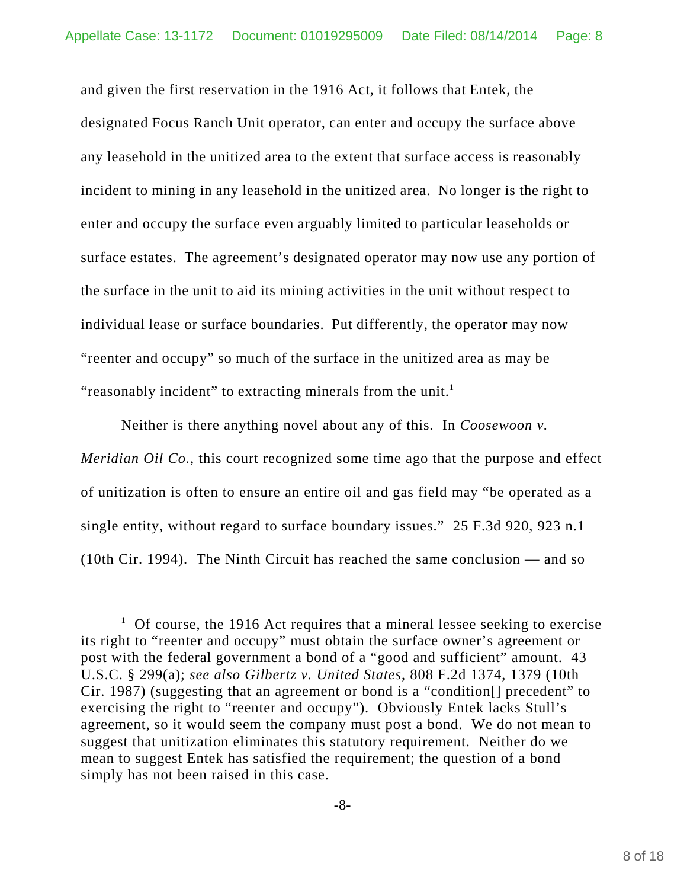and given the first reservation in the 1916 Act, it follows that Entek, the designated Focus Ranch Unit operator, can enter and occupy the surface above any leasehold in the unitized area to the extent that surface access is reasonably incident to mining in any leasehold in the unitized area. No longer is the right to enter and occupy the surface even arguably limited to particular leaseholds or surface estates. The agreement's designated operator may now use any portion of the surface in the unit to aid its mining activities in the unit without respect to individual lease or surface boundaries. Put differently, the operator may now "reenter and occupy" so much of the surface in the unitized area as may be "reasonably incident" to extracting minerals from the unit.[1]

Neither is there anything novel about any of this. In *Coosewoon v. Meridian Oil Co.*, this court recognized some time ago that the purpose and effect of unitization is often to ensure an entire oil and gas field may "be operated as a single entity, without regard to surface boundary issues." 25 F.3d 920, 923 n.1 (10th Cir. 1994). The Ninth Circuit has reached the same conclusion — and so

---

[1] Of course, the 1916 Act requires that a mineral lessee seeking to exercise its right to "reenter and occupy" must obtain the surface owner's agreement or post with the federal government a bond of a "good and sufficient" amount. 43 U.S.C. § 299(a); *see also Gilbertz v. United States*, 808 F.2d 1374, 1379 (10th Cir. 1987) (suggesting that an agreement or bond is a "condition[] precedent" to exercising the right to "reenter and occupy"). Obviously Entek lacks Stull's agreement, so it would seem the company must post a bond. We do not mean to suggest that unitization eliminates this statutory requirement. Neither do we mean to suggest Entek has satisfied the requirement; the question of a bond simply has not been raised in this case.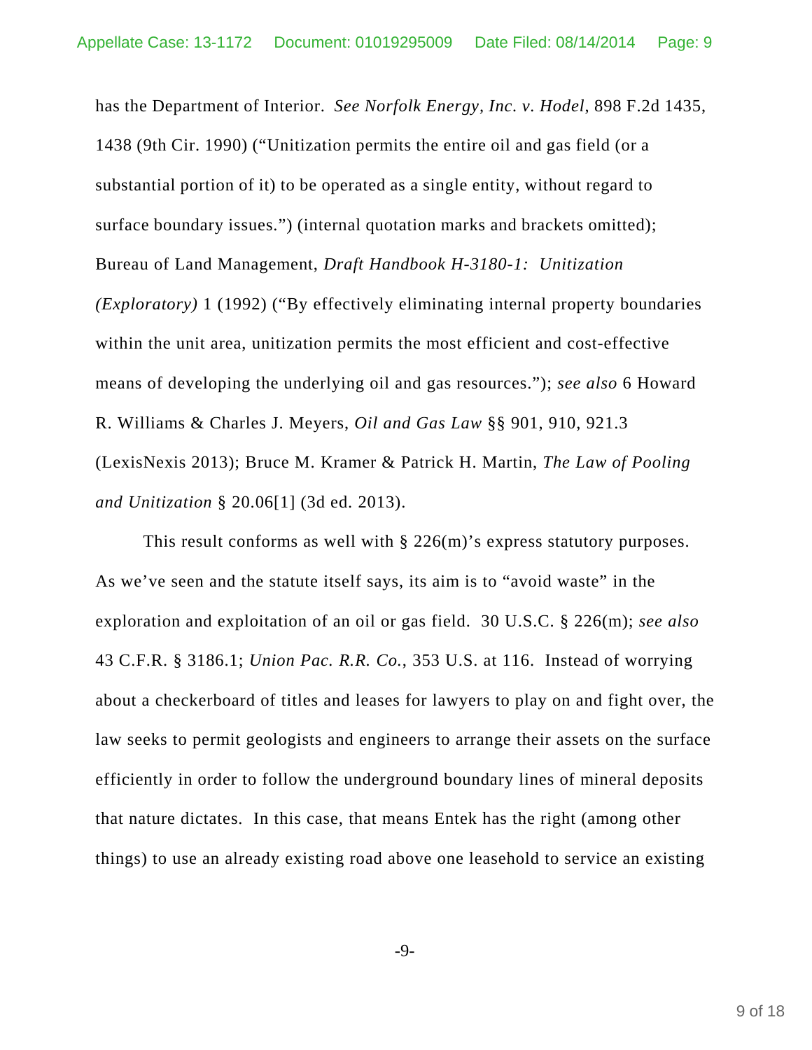has the Department of Interior. *See Norfolk Energy, Inc. v. Hodel*, 898 F.2d 1435, 1438 (9th Cir. 1990) ("Unitization permits the entire oil and gas field (or a substantial portion of it) to be operated as a single entity, without regard to surface boundary issues.") (internal quotation marks and brackets omitted); Bureau of Land Management, *Draft Handbook H-3180-1: Unitization (Exploratory)* 1 (1992) ("By effectively eliminating internal property boundaries within the unit area, unitization permits the most efficient and cost-effective means of developing the underlying oil and gas resources."); *see also* 6 Howard R. Williams & Charles J. Meyers, *Oil and Gas Law* §§ 901, 910, 921.3 (LexisNexis 2013); Bruce M. Kramer & Patrick H. Martin, *The Law of Pooling and Unitization* § 20.06[1] (3d ed. 2013).

This result conforms as well with § 226(m)'s express statutory purposes. As we've seen and the statute itself says, its aim is to "avoid waste" in the exploration and exploitation of an oil or gas field. 30 U.S.C. § 226(m); *see also* 43 C.F.R. § 3186.1; *Union Pac. R.R. Co.*, 353 U.S. at 116. Instead of worrying about a checkerboard of titles and leases for lawyers to play on and fight over, the law seeks to permit geologists and engineers to arrange their assets on the surface efficiently in order to follow the underground boundary lines of mineral deposits that nature dictates. In this case, that means Entek has the right (among other things) to use an already existing road above one leasehold to service an existing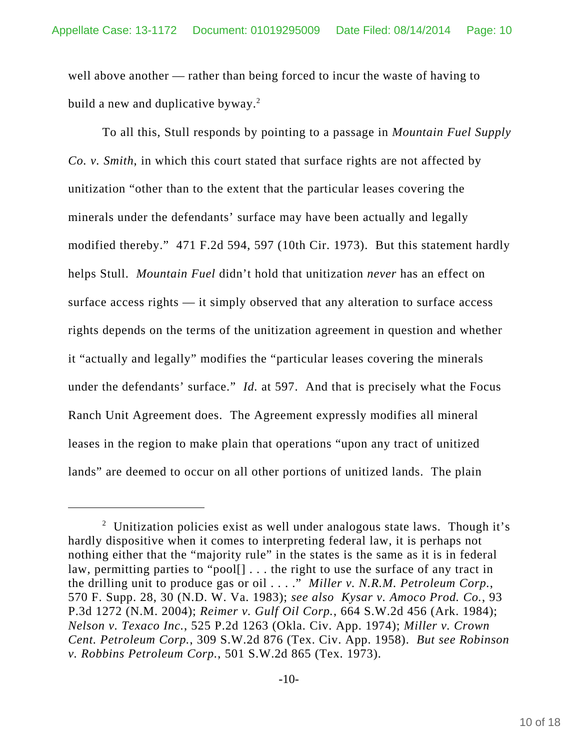well above another — rather than being forced to incur the waste of having to build a new and duplicative byway.[2]

To all this, Stull responds by pointing to a passage in *Mountain Fuel Supply Co. v. Smith*, in which this court stated that surface rights are not affected by unitization "other than to the extent that the particular leases covering the minerals under the defendants' surface may have been actually and legally modified thereby." 471 F.2d 594, 597 (10th Cir. 1973). But this statement hardly helps Stull. *Mountain Fuel* didn't hold that unitization *never* has an effect on surface access rights — it simply observed that any alteration to surface access rights depends on the terms of the unitization agreement in question and whether it "actually and legally" modifies the "particular leases covering the minerals under the defendants' surface." *Id.* at 597. And that is precisely what the Focus Ranch Unit Agreement does. The Agreement expressly modifies all mineral leases in the region to make plain that operations "upon any tract of unitized lands" are deemed to occur on all other portions of unitized lands. The plain

---

[2] Unitization policies exist as well under analogous state laws. Though it's hardly dispositive when it comes to interpreting federal law, it is perhaps not nothing either that the "majority rule" in the states is the same as it is in federal law, permitting parties to "pool[] . . . the right to use the surface of any tract in the drilling unit to produce gas or oil . . . ." *Miller v. N.R.M. Petroleum Corp.*, 570 F. Supp. 28, 30 (N.D. W. Va. 1983); *see also Kysar v. Amoco Prod. Co.*, 93 P.3d 1272 (N.M. 2004); *Reimer v. Gulf Oil Corp.*, 664 S.W.2d 456 (Ark. 1984); *Nelson v. Texaco Inc.*, 525 P.2d 1263 (Okla. Civ. App. 1974); *Miller v. Crown Cent. Petroleum Corp.*, 309 S.W.2d 876 (Tex. Civ. App. 1958). *But see Robinson v. Robbins Petroleum Corp.*, 501 S.W.2d 865 (Tex. 1973).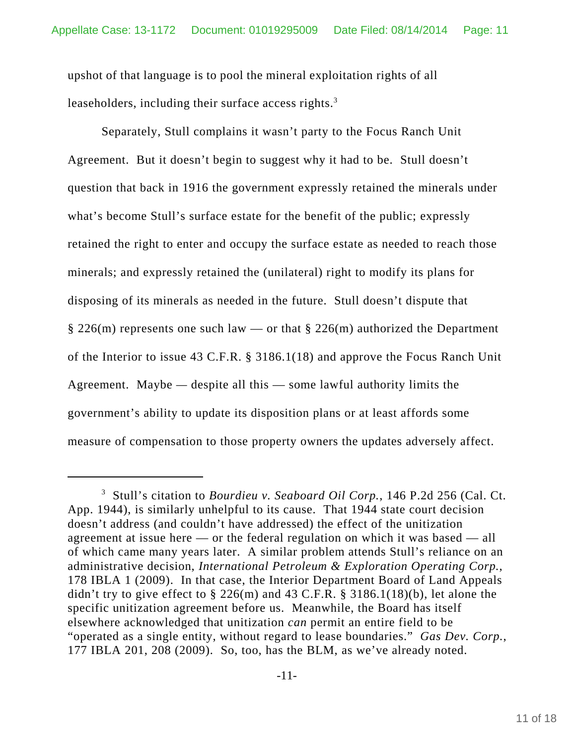upshot of that language is to pool the mineral exploitation rights of all leaseholders, including their surface access rights.[3]

Separately, Stull complains it wasn't party to the Focus Ranch Unit Agreement. But it doesn't begin to suggest why it had to be. Stull doesn't question that back in 1916 the government expressly retained the minerals under what's become Stull's surface estate for the benefit of the public; expressly retained the right to enter and occupy the surface estate as needed to reach those minerals; and expressly retained the (unilateral) right to modify its plans for disposing of its minerals as needed in the future. Stull doesn't dispute that § 226(m) represents one such law — or that § 226(m) authorized the Department of the Interior to issue 43 C.F.R. § 3186.1(18) and approve the Focus Ranch Unit Agreement. Maybe — despite all this — some lawful authority limits the government's ability to update its disposition plans or at least affords some measure of compensation to those property owners the updates adversely affect.

---

[3] Stull's citation to *Bourdieu v. Seaboard Oil Corp.*, 146 P.2d 256 (Cal. Ct. App. 1944), is similarly unhelpful to its cause. That 1944 state court decision doesn't address (and couldn't have addressed) the effect of the unitization agreement at issue here — or the federal regulation on which it was based — all of which came many years later. A similar problem attends Stull's reliance on an administrative decision, *International Petroleum & Exploration Operating Corp.*, 178 IBLA 1 (2009). In that case, the Interior Department Board of Land Appeals didn't try to give effect to § 226(m) and 43 C.F.R. § 3186.1(18)(b), let alone the specific unitization agreement before us. Meanwhile, the Board has itself elsewhere acknowledged that unitization *can* permit an entire field to be "operated as a single entity, without regard to lease boundaries." *Gas Dev. Corp.*, 177 IBLA 201, 208 (2009). So, too, has the BLM, as we've already noted.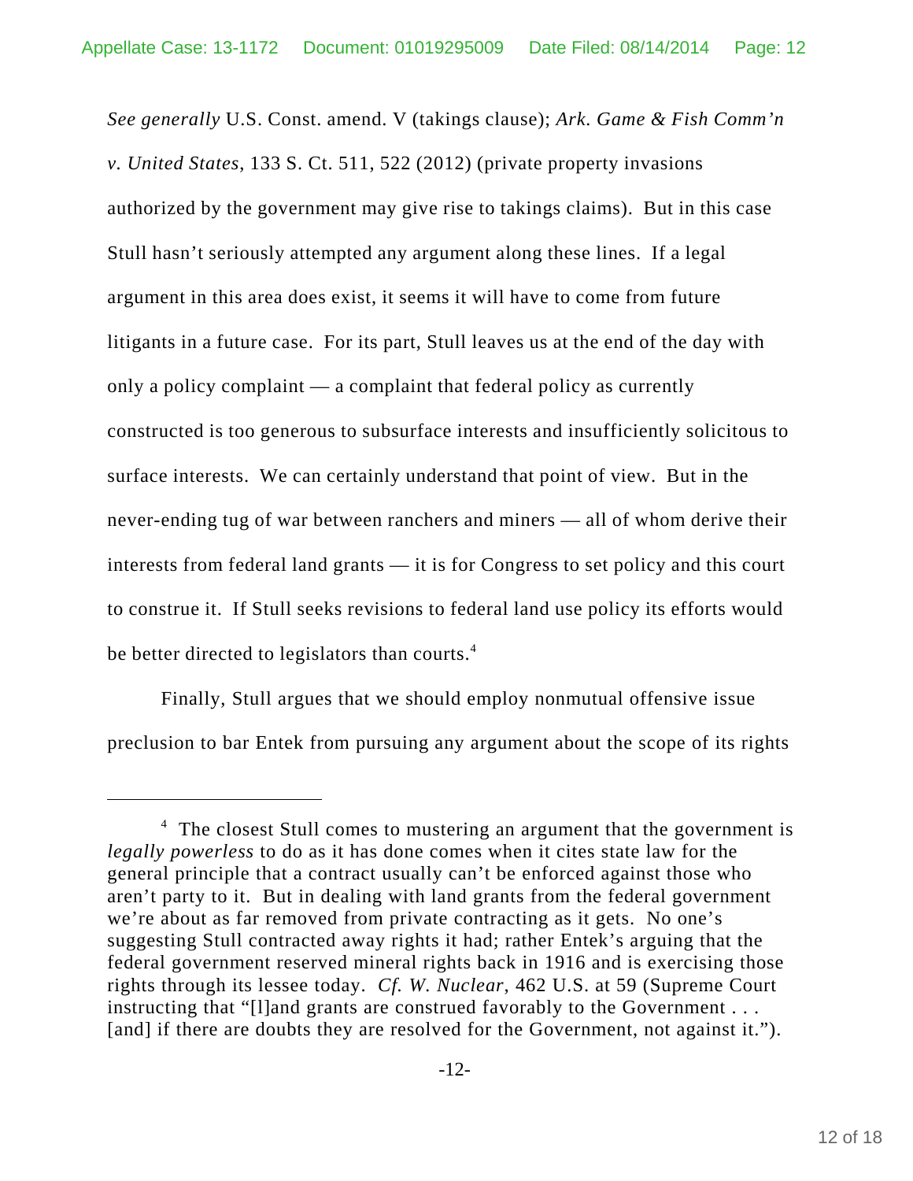*See generally* U.S. Const. amend. V (takings clause); *Ark. Game & Fish Comm'n v. United States*, 133 S. Ct. 511, 522 (2012) (private property invasions authorized by the government may give rise to takings claims). But in this case Stull hasn't seriously attempted any argument along these lines. If a legal argument in this area does exist, it seems it will have to come from future litigants in a future case. For its part, Stull leaves us at the end of the day with only a policy complaint — a complaint that federal policy as currently constructed is too generous to subsurface interests and insufficiently solicitous to surface interests. We can certainly understand that point of view. But in the never-ending tug of war between ranchers and miners — all of whom derive their interests from federal land grants — it is for Congress to set policy and this court to construe it. If Stull seeks revisions to federal land use policy its efforts would be better directed to legislators than courts.[4]

Finally, Stull argues that we should employ nonmutual offensive issue preclusion to bar Entek from pursuing any argument about the scope of its rights

---

[4] The closest Stull comes to mustering an argument that the government is *legally powerless* to do as it has done comes when it cites state law for the general principle that a contract usually can't be enforced against those who aren't party to it. But in dealing with land grants from the federal government we're about as far removed from private contracting as it gets. No one's suggesting Stull contracted away rights it had; rather Entek's arguing that the federal government reserved mineral rights back in 1916 and is exercising those rights through its lessee today. *Cf. W. Nuclear*, 462 U.S. at 59 (Supreme Court instructing that "[l]and grants are construed favorably to the Government . . . [and] if there are doubts they are resolved for the Government, not against it.").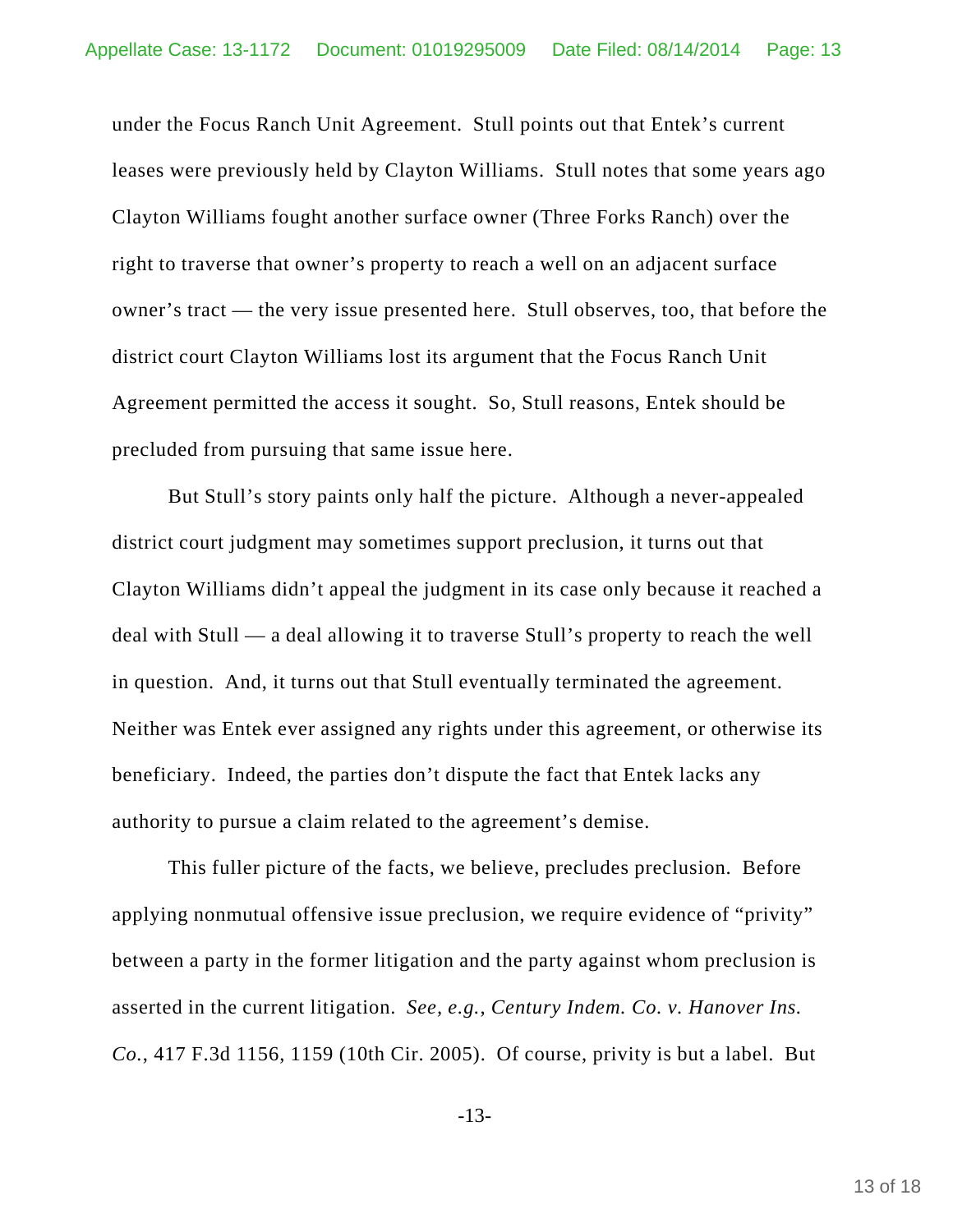under the Focus Ranch Unit Agreement. Stull points out that Entek's current leases were previously held by Clayton Williams. Stull notes that some years ago Clayton Williams fought another surface owner (Three Forks Ranch) over the right to traverse that owner's property to reach a well on an adjacent surface owner's tract — the very issue presented here. Stull observes, too, that before the district court Clayton Williams lost its argument that the Focus Ranch Unit Agreement permitted the access it sought. So, Stull reasons, Entek should be precluded from pursuing that same issue here.

But Stull's story paints only half the picture. Although a never-appealed district court judgment may sometimes support preclusion, it turns out that Clayton Williams didn't appeal the judgment in its case only because it reached a deal with Stull — a deal allowing it to traverse Stull's property to reach the well in question. And, it turns out that Stull eventually terminated the agreement. Neither was Entek ever assigned any rights under this agreement, or otherwise its beneficiary. Indeed, the parties don't dispute the fact that Entek lacks any authority to pursue a claim related to the agreement's demise.

This fuller picture of the facts, we believe, precludes preclusion. Before applying nonmutual offensive issue preclusion, we require evidence of "privity" between a party in the former litigation and the party against whom preclusion is asserted in the current litigation. *See, e.g.*, *Century Indem. Co. v. Hanover Ins. Co.*, 417 F.3d 1156, 1159 (10th Cir. 2005). Of course, privity is but a label. But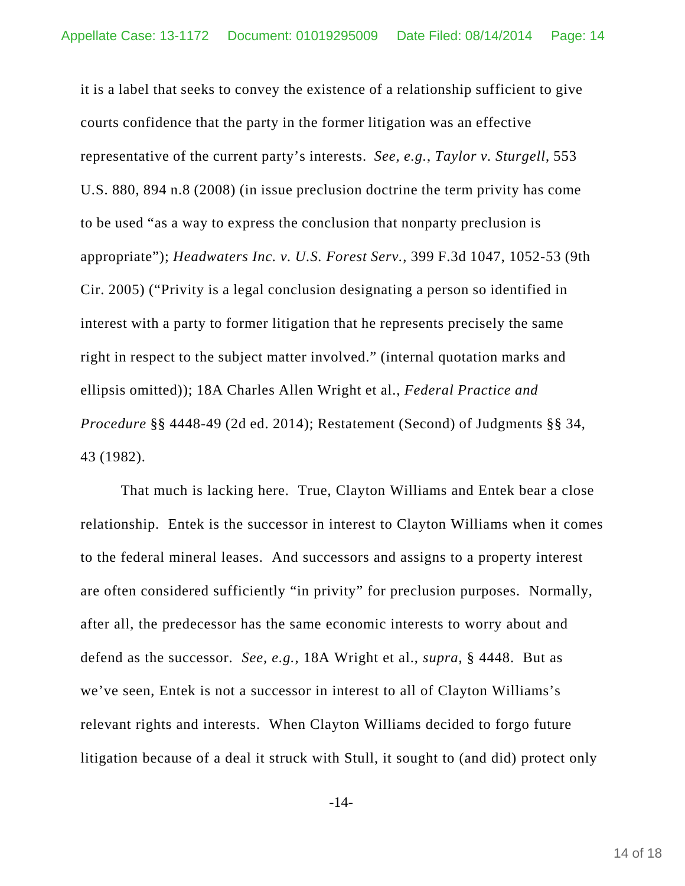it is a label that seeks to convey the existence of a relationship sufficient to give courts confidence that the party in the former litigation was an effective representative of the current party's interests. *See, e.g.*, *Taylor v. Sturgell*, 553 U.S. 880, 894 n.8 (2008) (in issue preclusion doctrine the term privity has come to be used "as a way to express the conclusion that nonparty preclusion is appropriate"); *Headwaters Inc. v. U.S. Forest Serv.*, 399 F.3d 1047, 1052-53 (9th Cir. 2005) ("Privity is a legal conclusion designating a person so identified in interest with a party to former litigation that he represents precisely the same right in respect to the subject matter involved." (internal quotation marks and ellipsis omitted)); 18A Charles Allen Wright et al., *Federal Practice and Procedure* §§ 4448-49 (2d ed. 2014); Restatement (Second) of Judgments §§ 34, 43 (1982).

That much is lacking here. True, Clayton Williams and Entek bear a close relationship. Entek is the successor in interest to Clayton Williams when it comes to the federal mineral leases. And successors and assigns to a property interest are often considered sufficiently "in privity" for preclusion purposes. Normally, after all, the predecessor has the same economic interests to worry about and defend as the successor. *See, e.g.*, 18A Wright et al., *supra*, § 4448. But as we've seen, Entek is not a successor in interest to all of Clayton Williams's relevant rights and interests. When Clayton Williams decided to forgo future litigation because of a deal it struck with Stull, it sought to (and did) protect only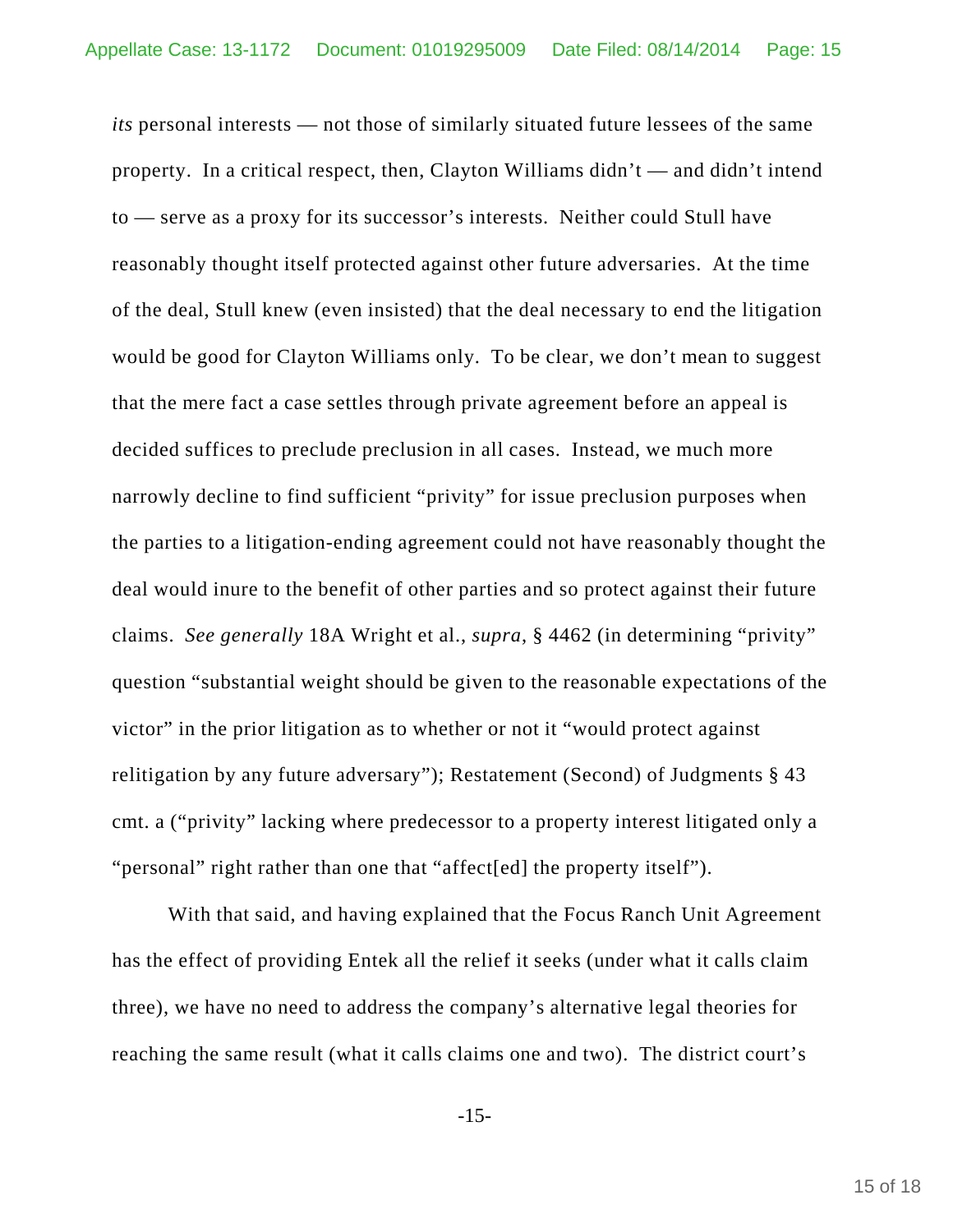*its* personal interests — not those of similarly situated future lessees of the same property. In a critical respect, then, Clayton Williams didn't — and didn't intend to — serve as a proxy for its successor's interests. Neither could Stull have reasonably thought itself protected against other future adversaries. At the time of the deal, Stull knew (even insisted) that the deal necessary to end the litigation would be good for Clayton Williams only. To be clear, we don't mean to suggest that the mere fact a case settles through private agreement before an appeal is decided suffices to preclude preclusion in all cases. Instead, we much more narrowly decline to find sufficient "privity" for issue preclusion purposes when the parties to a litigation-ending agreement could not have reasonably thought the deal would inure to the benefit of other parties and so protect against their future claims. *See generally* 18A Wright et al., *supra*, § 4462 (in determining "privity" question "substantial weight should be given to the reasonable expectations of the victor" in the prior litigation as to whether or not it "would protect against relitigation by any future adversary"); Restatement (Second) of Judgments § 43 cmt. a ("privity" lacking where predecessor to a property interest litigated only a "personal" right rather than one that "affect[ed] the property itself").

With that said, and having explained that the Focus Ranch Unit Agreement has the effect of providing Entek all the relief it seeks (under what it calls claim three), we have no need to address the company's alternative legal theories for reaching the same result (what it calls claims one and two). The district court's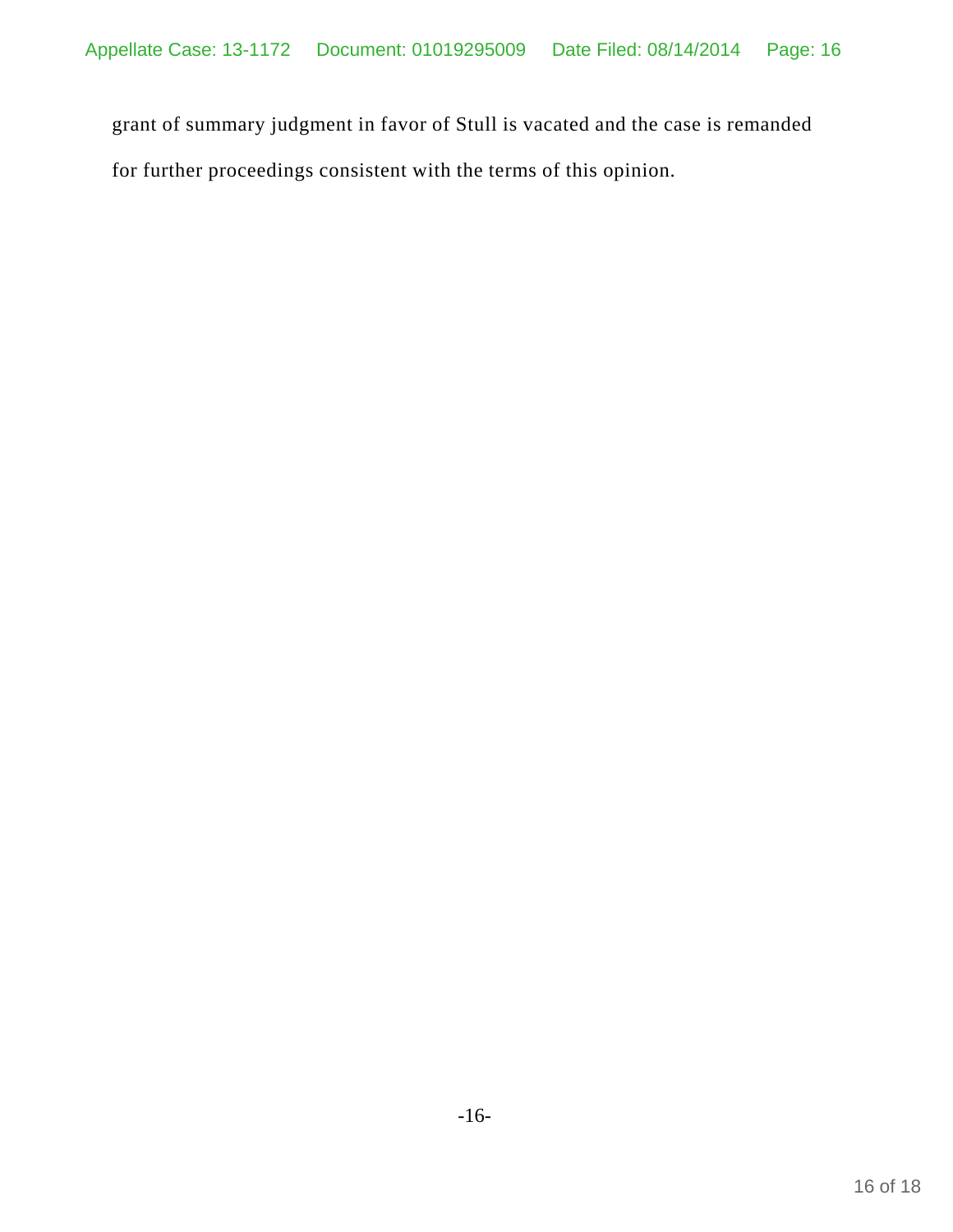grant of summary judgment in favor of Stull is vacated and the case is remanded for further proceedings consistent with the terms of this opinion.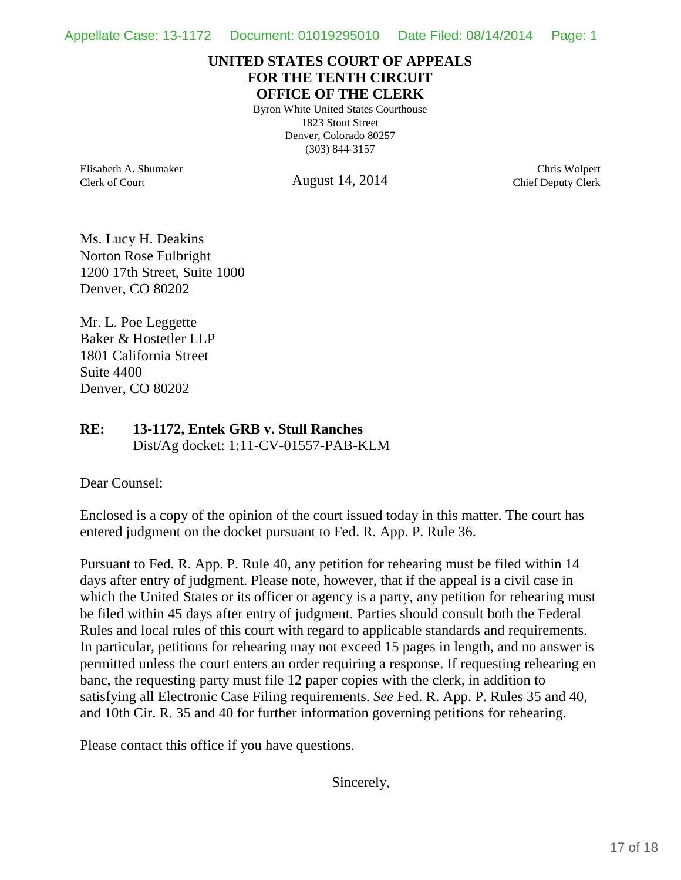**UNITED STATES COURT OF APPEALS**
**FOR THE TENTH CIRCUIT**
**OFFICE OF THE CLERK**

Byron White United States Courthouse
1823 Stout Street
Denver, Colorado 80257
(303) 844-3157

Elisabeth A. Shumaker
Clerk of Court

August 14, 2014

Chris Wolpert
Chief Deputy Clerk

Ms. Lucy H. Deakins
Norton Rose Fulbright
1200 17th Street, Suite 1000
Denver, CO 80202

Mr. L. Poe Leggette
Baker & Hostetler LLP
1801 California Street
Suite 4400
Denver, CO 80202

**RE: 13-1172, Entek GRB v. Stull Ranches**
Dist/Ag docket: 1:11-CV-01557-PAB-KLM

Dear Counsel:

Enclosed is a copy of the opinion of the court issued today in this matter. The court has entered judgment on the docket pursuant to Fed. R. App. P. Rule 36.

Pursuant to Fed. R. App. P. Rule 40, any petition for rehearing must be filed within 14 days after entry of judgment. Please note, however, that if the appeal is a civil case in which the United States or its officer or agency is a party, any petition for rehearing must be filed within 45 days after entry of judgment. Parties should consult both the Federal Rules and local rules of this court with regard to applicable standards and requirements. In particular, petitions for rehearing may not exceed 15 pages in length, and no answer is permitted unless the court enters an order requiring a response. If requesting rehearing en banc, the requesting party must file 12 paper copies with the clerk, in addition to satisfying all Electronic Case Filing requirements. *See* Fed. R. App. P. Rules 35 and 40, and 10th Cir. R. 35 and 40 for further information governing petitions for rehearing.

Please contact this office if you have questions.

Sincerely,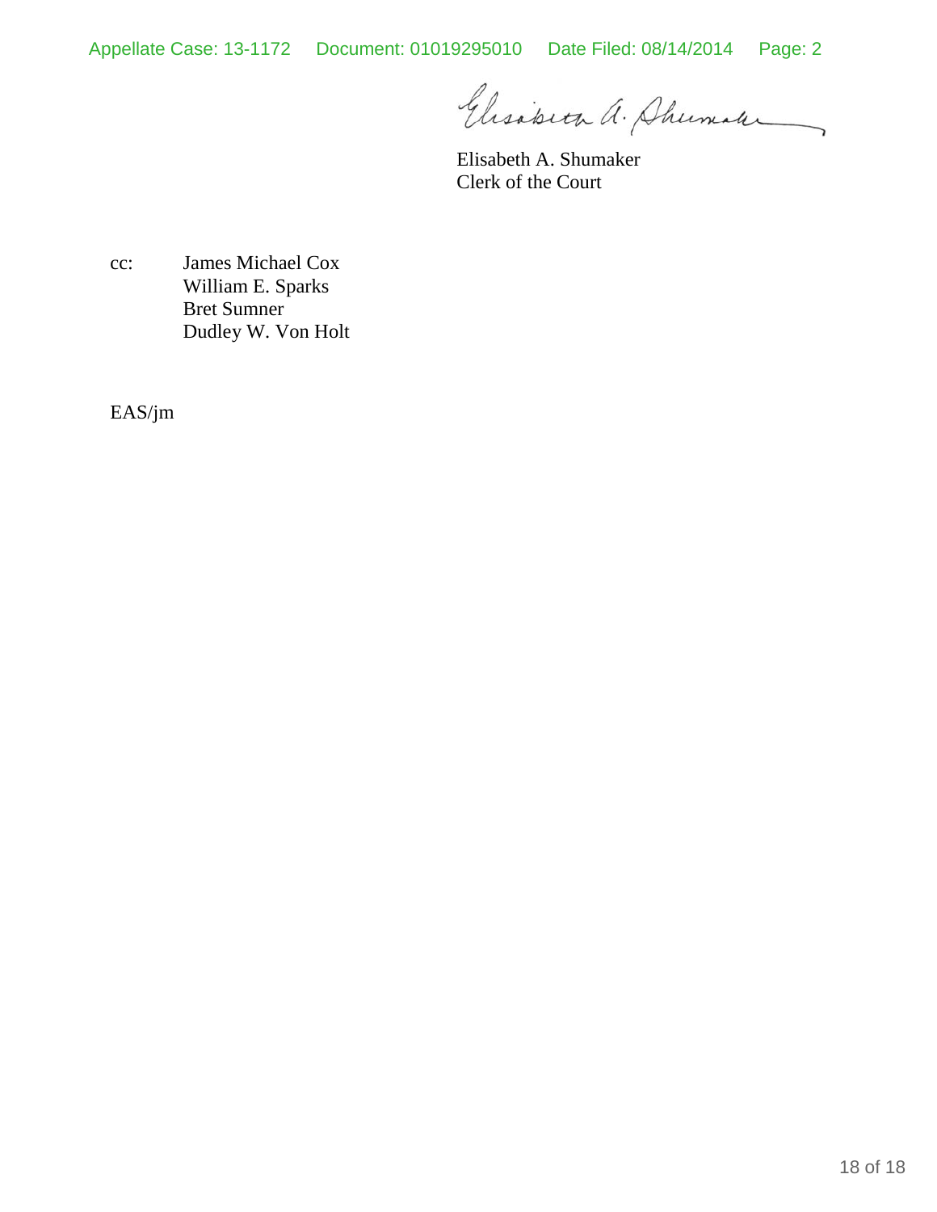Elisabeth A. Shumaker
Clerk of the Court

cc: James Michael Cox
William E. Sparks
Bret Sumner
Dudley W. Von Holt

EAS/jm